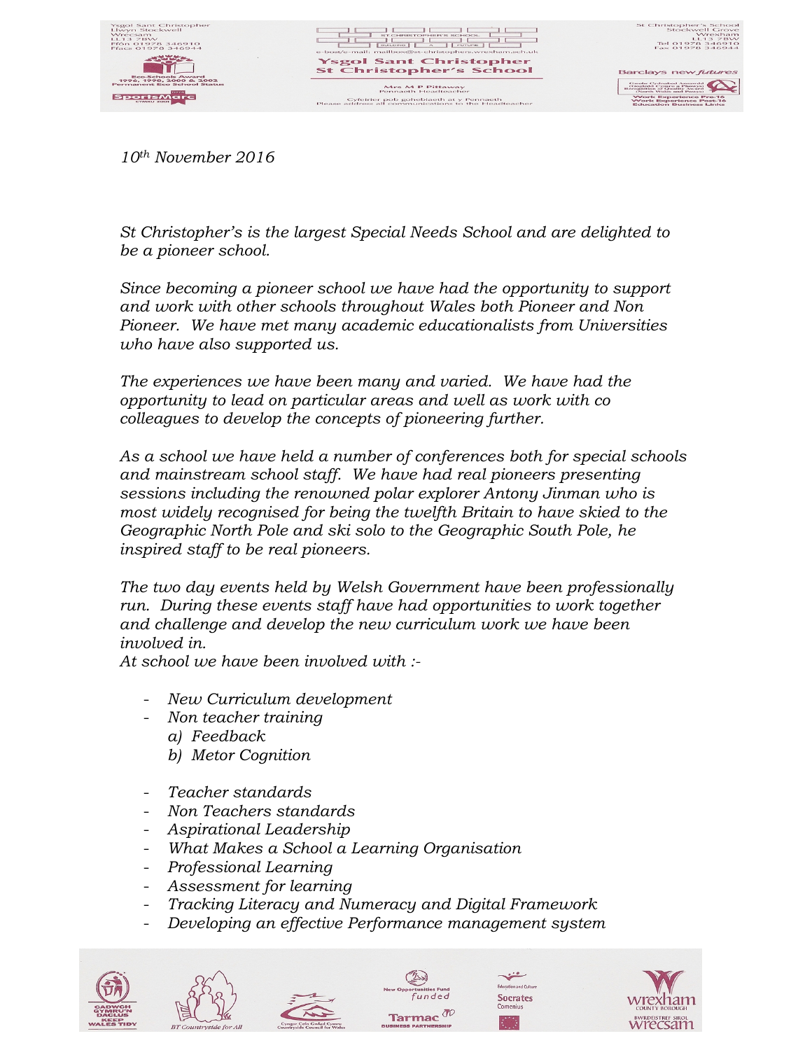Ysgol Sant Christopher
Llwyn Stockwell
Wrecsam
LL13 7BW
Ffôn 01978 346910
Ffacs 01978 346944

Eco-Schools Award 1996, 1998, 2000 & 2002
Permanent Eco School Status

SportsMarc Cymru 2001

e-bost/e-mail: mailbox@st-christophers.wrexham.sch.uk

**Ysgol Sant Christopher**
**St Christopher's School**

Mrs M P Pittaway
Pennaeth Headteacher

Cyfeirier pob gohebiaeth at y Pennaeth
Please address all communications to the Headteacher

St Christopher's School
Stockwell Grove
Wrexham
LL13 7BW
Tel 01978 346910
Fax 01978 346944

Barclays new *futures*

Work Experience Pre-16
Work Experience Post-16
Education Business Links

*10th November 2016*

*St Christopher's is the largest Special Needs School and are delighted to be a pioneer school.*

*Since becoming a pioneer school we have had the opportunity to support and work with other schools throughout Wales both Pioneer and Non Pioneer. We have met many academic educationalists from Universities who have also supported us.*

*The experiences we have been many and varied. We have had the opportunity to lead on particular areas and well as work with co colleagues to develop the concepts of pioneering further.*

*As a school we have held a number of conferences both for special schools and mainstream school staff. We have had real pioneers presenting sessions including the renowned polar explorer Antony Jinman who is most widely recognised for being the twelfth Britain to have skied to the Geographic North Pole and ski solo to the Geographic South Pole, he inspired staff to be real pioneers.*

*The two day events held by Welsh Government have been professionally run. During these events staff have had opportunities to work together and challenge and develop the new curriculum work we have been involved in.*
*At school we have been involved with :-*

- *New Curriculum development*
- *Non teacher training*
  a) *Feedback*
  b) *Metor Cognition*

- *Teacher standards*
- *Non Teachers standards*
- *Aspirational Leadership*
- *What Makes a School a Learning Organisation*
- *Professional Learning*
- *Assessment for learning*
- *Tracking Literacy and Numeracy and Digital Framework*
- *Developing an effective Performance management system*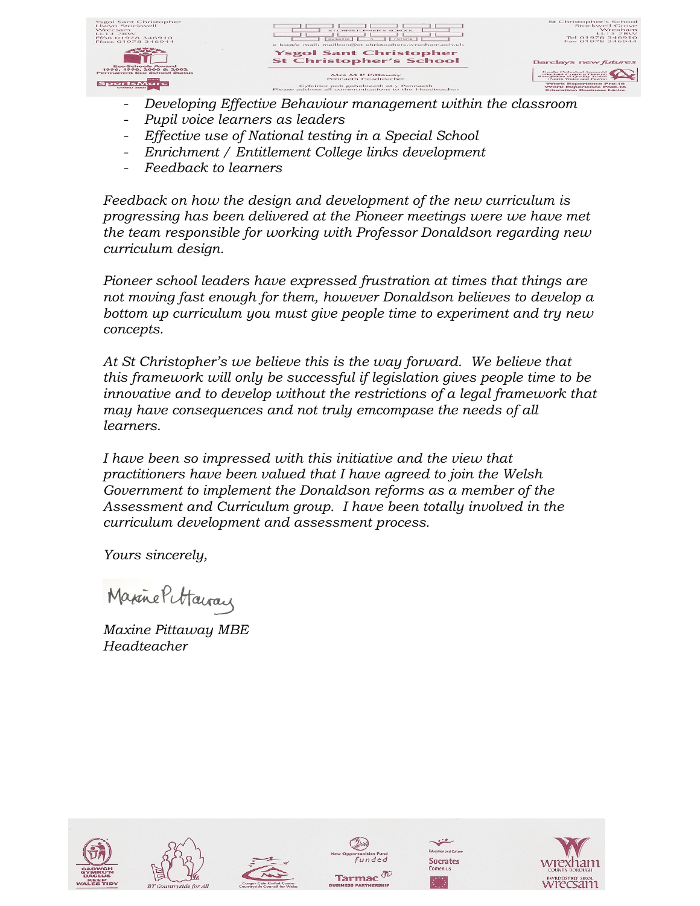- *Developing Effective Behaviour management within the classroom*
- *Pupil voice learners as leaders*
- *Effective use of National testing in a Special School*
- *Enrichment / Entitlement College links development*
- *Feedback to learners*

*Feedback on how the design and development of the new curriculum is progressing has been delivered at the Pioneer meetings were we have met the team responsible for working with Professor Donaldson regarding new curriculum design.*

*Pioneer school leaders have expressed frustration at times that things are not moving fast enough for them, however Donaldson believes to develop a bottom up curriculum you must give people time to experiment and try new concepts.*

*At St Christopher's we believe this is the way forward. We believe that this framework will only be successful if legislation gives people time to be innovative and to develop without the restrictions of a legal framework that may have consequences and not truly emcompase the needs of all learners.*

*I have been so impressed with this initiative and the view that practitioners have been valued that I have agreed to join the Welsh Government to implement the Donaldson reforms as a member of the Assessment and Curriculum group. I have been totally involved in the curriculum development and assessment process.*

*Yours sincerely,*

Maxine Pittaway

*Maxine Pittaway MBE*
*Headteacher*